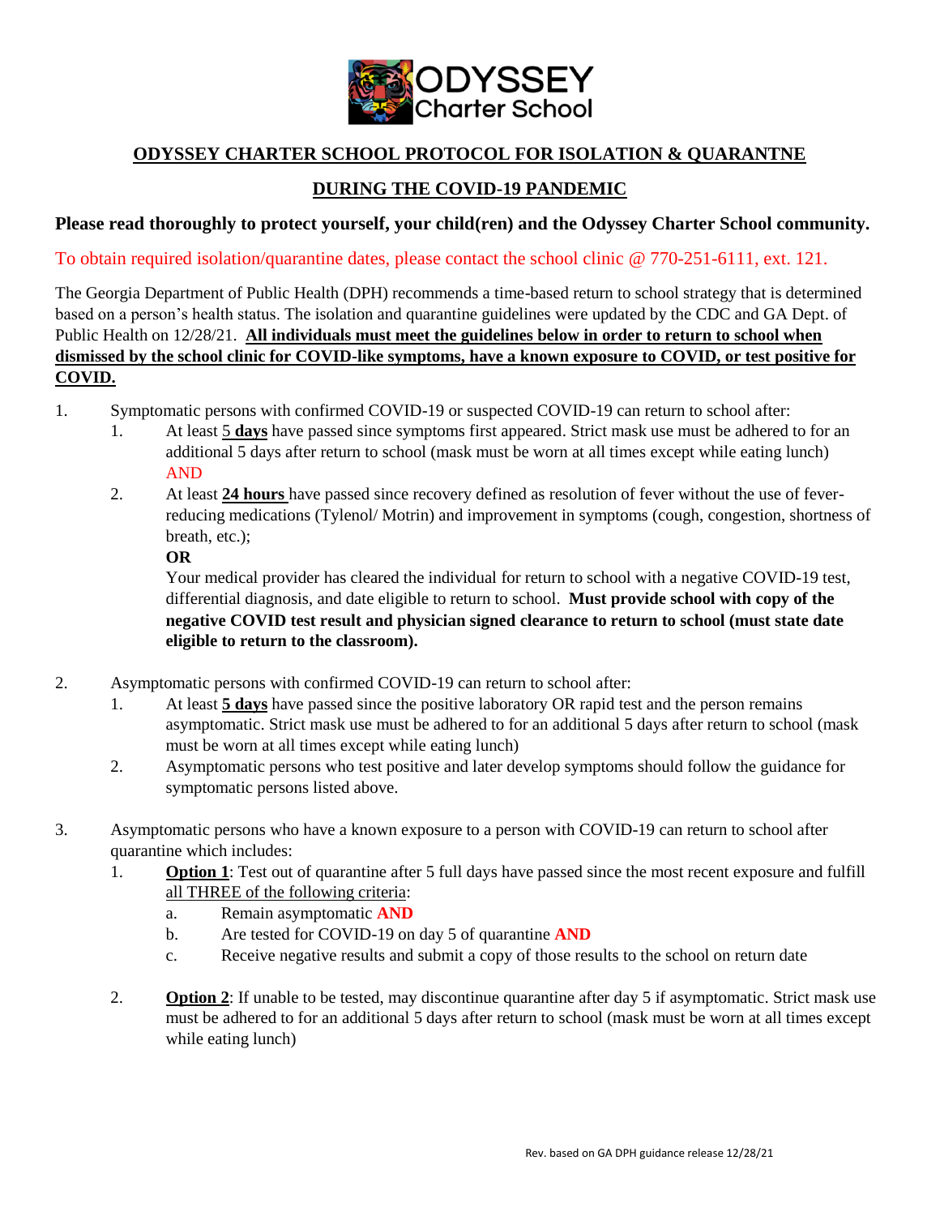**ODYSSEY Charter School**

## ODYSSEY CHARTER SCHOOL PROTOCOL FOR ISOLATION & QUARANTNE

## DURING THE COVID-19 PANDEMIC

**Please read thoroughly to protect yourself, your child(ren) and the Odyssey Charter School community.**

To obtain required isolation/quarantine dates, please contact the school clinic @ 770-251-6111, ext. 121.

The Georgia Department of Public Health (DPH) recommends a time-based return to school strategy that is determined based on a person's health status. The isolation and quarantine guidelines were updated by the CDC and GA Dept. of Public Health on 12/28/21. **All individuals must meet the guidelines below in order to return to school when dismissed by the school clinic for COVID-like symptoms, have a known exposure to COVID, or test positive for COVID.**

1. Symptomatic persons with confirmed COVID-19 or suspected COVID-19 can return to school after:
   1. At least 5 **days** have passed since symptoms first appeared. Strict mask use must be adhered to for an additional 5 days after return to school (mask must be worn at all times except while eating lunch) AND
   2. At least **24 hours** have passed since recovery defined as resolution of fever without the use of fever-reducing medications (Tylenol/ Motrin) and improvement in symptoms (cough, congestion, shortness of breath, etc.);

      **OR**

      Your medical provider has cleared the individual for return to school with a negative COVID-19 test, differential diagnosis, and date eligible to return to school. **Must provide school with copy of the negative COVID test result and physician signed clearance to return to school (must state date eligible to return to the classroom).**

2. Asymptomatic persons with confirmed COVID-19 can return to school after:
   1. At least **5 days** have passed since the positive laboratory OR rapid test and the person remains asymptomatic. Strict mask use must be adhered to for an additional 5 days after return to school (mask must be worn at all times except while eating lunch)
   2. Asymptomatic persons who test positive and later develop symptoms should follow the guidance for symptomatic persons listed above.

3. Asymptomatic persons who have a known exposure to a person with COVID-19 can return to school after quarantine which includes:
   1. **Option 1**: Test out of quarantine after 5 full days have passed since the most recent exposure and fulfill all THREE of the following criteria:
      a. Remain asymptomatic **AND**
      b. Are tested for COVID-19 on day 5 of quarantine **AND**
      c. Receive negative results and submit a copy of those results to the school on return date
   2. **Option 2**: If unable to be tested, may discontinue quarantine after day 5 if asymptomatic. Strict mask use must be adhered to for an additional 5 days after return to school (mask must be worn at all times except while eating lunch)

Rev. based on GA DPH guidance release 12/28/21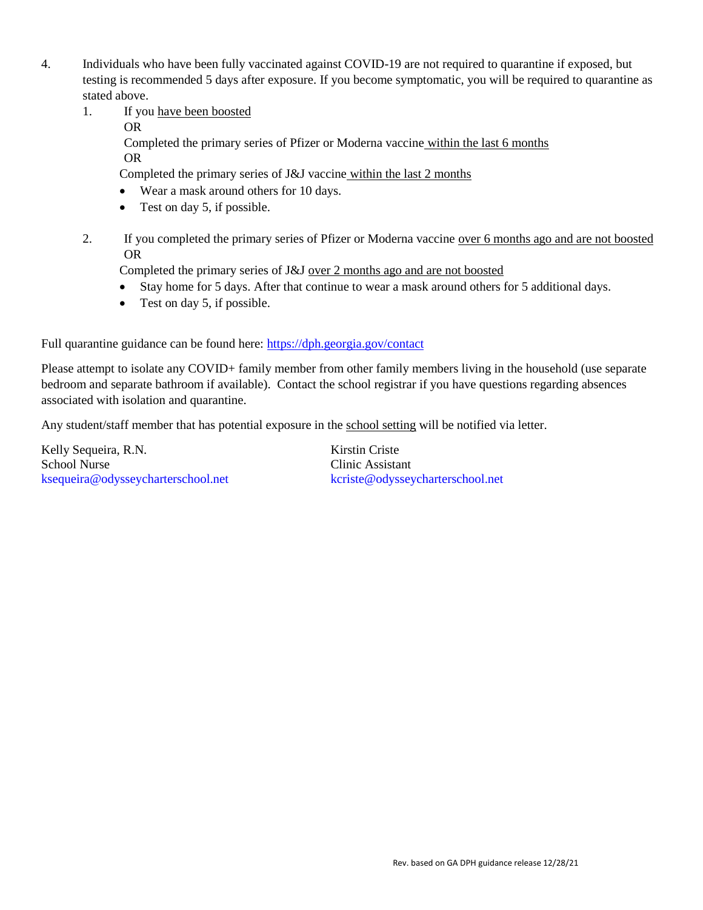4. Individuals who have been fully vaccinated against COVID-19 are not required to quarantine if exposed, but testing is recommended 5 days after exposure. If you become symptomatic, you will be required to quarantine as stated above.
   1. If you have been boosted
      OR
      Completed the primary series of Pfizer or Moderna vaccine within the last 6 months
      OR
      Completed the primary series of J&J vaccine within the last 2 months
      - Wear a mask around others for 10 days.
      - Test on day 5, if possible.

   2. If you completed the primary series of Pfizer or Moderna vaccine over 6 months ago and are not boosted
      OR
      Completed the primary series of J&J over 2 months ago and are not boosted
      - Stay home for 5 days. After that continue to wear a mask around others for 5 additional days.
      - Test on day 5, if possible.

Full quarantine guidance can be found here: https://dph.georgia.gov/contact

Please attempt to isolate any COVID+ family member from other family members living in the household (use separate bedroom and separate bathroom if available). Contact the school registrar if you have questions regarding absences associated with isolation and quarantine.

Any student/staff member that has potential exposure in the school setting will be notified via letter.

Kelly Sequeira, R.N.
School Nurse
ksequeira@odysseycharterschool.net

Kirstin Criste
Clinic Assistant
kcriste@odysseycharterschool.net

Rev. based on GA DPH guidance release 12/28/21